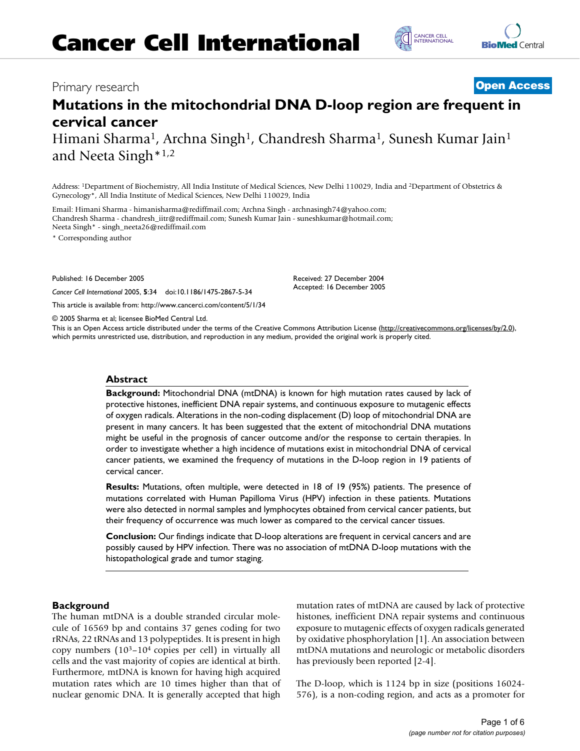Primary research **Open Access**

# Mutations in the mitochondrial DNA D-loop region are frequent in cervical cancer

Himani Sharma[1], Archna Singh[1], Chandresh Sharma[1], Sunesh Kumar Jain[1] and Neeta Singh*[1,2]

Address: [1]Department of Biochemistry, All India Institute of Medical Sciences, New Delhi 110029, India and [2]Department of Obstetrics & Gynecology*, All India Institute of Medical Sciences, New Delhi 110029, India

Email: Himani Sharma - himanisharma@rediffmail.com; Archna Singh - archnasingh74@yahoo.com; Chandresh Sharma - chandresh_iitr@rediffmail.com; Sunesh Kumar Jain - suneshkumar@hotmail.com; Neeta Singh* - singh_neeta26@rediffmail.com

* Corresponding author

Published: 16 December 2005

*Cancer Cell International* 2005, **5**:34 doi:10.1186/1475-2867-5-34

This article is available from: http://www.cancerci.com/content/5/1/34

Received: 27 December 2004
Accepted: 16 December 2005

© 2005 Sharma et al; licensee BioMed Central Ltd.

This is an Open Access article distributed under the terms of the Creative Commons Attribution License (http://creativecommons.org/licenses/by/2.0), which permits unrestricted use, distribution, and reproduction in any medium, provided the original work is properly cited.

## Abstract

**Background:** Mitochondrial DNA (mtDNA) is known for high mutation rates caused by lack of protective histones, inefficient DNA repair systems, and continuous exposure to mutagenic effects of oxygen radicals. Alterations in the non-coding displacement (D) loop of mitochondrial DNA are present in many cancers. It has been suggested that the extent of mitochondrial DNA mutations might be useful in the prognosis of cancer outcome and/or the response to certain therapies. In order to investigate whether a high incidence of mutations exist in mitochondrial DNA of cervical cancer patients, we examined the frequency of mutations in the D-loop region in 19 patients of cervical cancer.

**Results:** Mutations, often multiple, were detected in 18 of 19 (95%) patients. The presence of mutations correlated with Human Papilloma Virus (HPV) infection in these patients. Mutations were also detected in normal samples and lymphocytes obtained from cervical cancer patients, but their frequency of occurrence was much lower as compared to the cervical cancer tissues.

**Conclusion:** Our findings indicate that D-loop alterations are frequent in cervical cancers and are possibly caused by HPV infection. There was no association of mtDNA D-loop mutations with the histopathological grade and tumor staging.

## Background

The human mtDNA is a double stranded circular molecule of 16569 bp and contains 37 genes coding for two rRNAs, 22 tRNAs and 13 polypeptides. It is present in high copy numbers ($10^3$–$10^4$ copies per cell) in virtually all cells and the vast majority of copies are identical at birth. Furthermore, mtDNA is known for having high acquired mutation rates which are 10 times higher than that of nuclear genomic DNA. It is generally accepted that high mutation rates of mtDNA are caused by lack of protective histones, inefficient DNA repair systems and continuous exposure to mutagenic effects of oxygen radicals generated by oxidative phosphorylation [1]. An association between mtDNA mutations and neurologic or metabolic disorders has previously been reported [2-4].

The D-loop, which is 1124 bp in size (positions 16024-576), is a non-coding region, and acts as a promoter for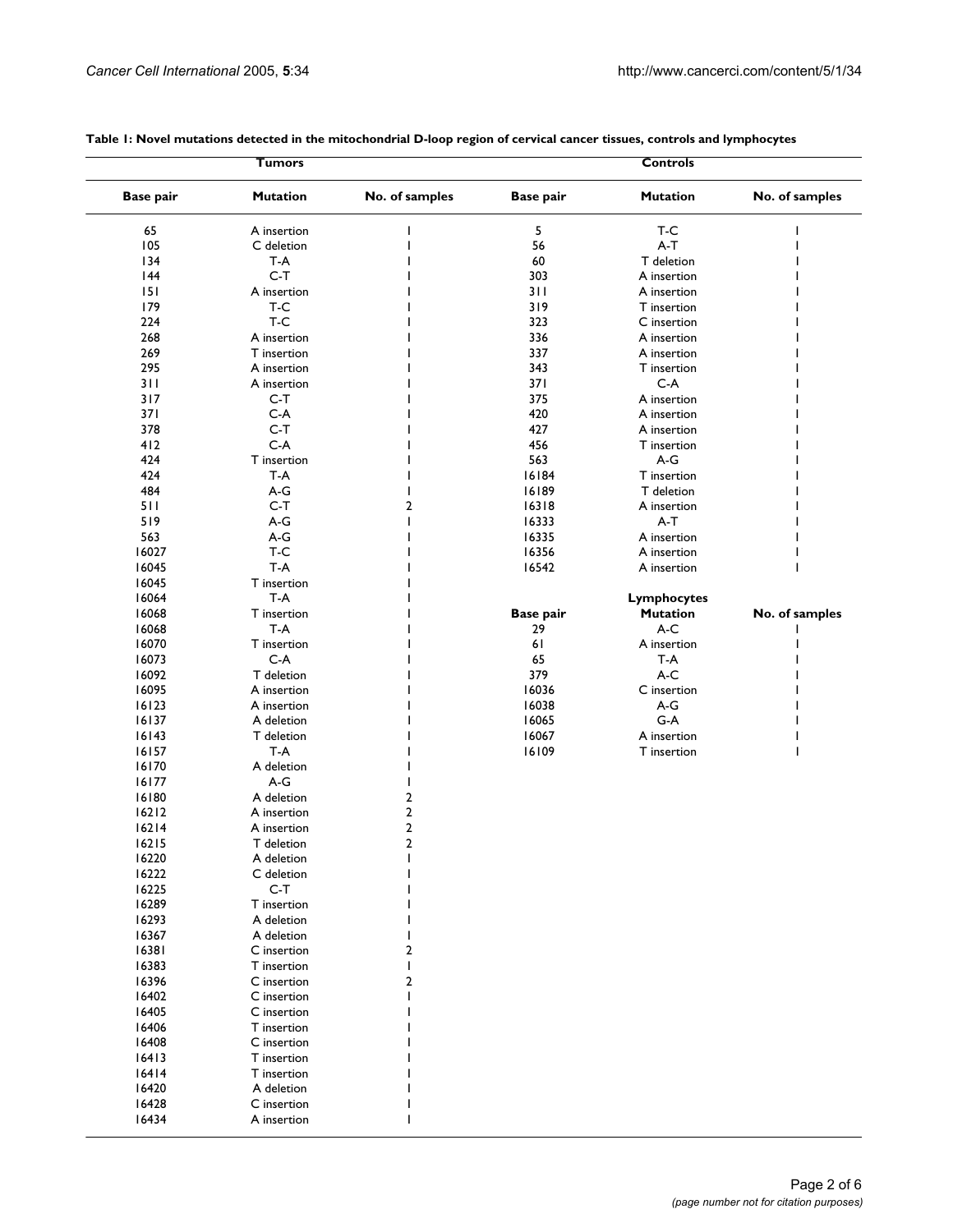**Table 1: Novel mutations detected in the mitochondrial D-loop region of cervical cancer tissues, controls and lymphocytes**

| Tumors | | | Controls | | |
|---|---|---|---|---|---|
| Base pair | Mutation | No. of samples | Base pair | Mutation | No. of samples |
| 65 | A insertion | 1 | 5 | T-C | 1 |
| 105 | C deletion | 1 | 56 | A-T | 1 |
| 134 | T-A | 1 | 60 | T deletion | 1 |
| 144 | C-T | 1 | 303 | A insertion | 1 |
| 151 | A insertion | 1 | 311 | A insertion | 1 |
| 179 | T-C | 1 | 319 | T insertion | 1 |
| 224 | T-C | 1 | 323 | C insertion | 1 |
| 268 | A insertion | 1 | 336 | A insertion | 1 |
| 269 | T insertion | 1 | 337 | A insertion | 1 |
| 295 | A insertion | 1 | 343 | T insertion | 1 |
| 311 | A insertion | 1 | 371 | C-A | 1 |
| 317 | C-T | 1 | 375 | A insertion | 1 |
| 371 | C-A | 1 | 420 | A insertion | 1 |
| 378 | C-T | 1 | 427 | A insertion | 1 |
| 412 | C-A | 1 | 456 | T insertion | 1 |
| 424 | T insertion | 1 | 563 | A-G | 1 |
| 424 | T-A | 1 | 16184 | T insertion | 1 |
| 484 | A-G | 1 | 16189 | T deletion | 1 |
| 511 | C-T | 2 | 16318 | A insertion | 1 |
| 519 | A-G | 1 | 16333 | A-T | 1 |
| 563 | A-G | 1 | 16335 | A insertion | 1 |
| 16027 | T-C | 1 | 16356 | A insertion | 1 |
| 16045 | T-A | 1 | 16542 | A insertion | 1 |
| 16045 | T insertion | 1 | | | |
| 16064 | T-A | 1 | | **Lymphocytes** | |
| 16068 | T insertion | 1 | **Base pair** | **Mutation** | **No. of samples** |
| 16068 | T-A | 1 | 29 | A-C | 1 |
| 16070 | T insertion | 1 | 61 | A insertion | 1 |
| 16073 | C-A | 1 | 65 | T-A | 1 |
| 16092 | T deletion | 1 | 379 | A-C | 1 |
| 16095 | A insertion | 1 | 16036 | C insertion | 1 |
| 16123 | A insertion | 1 | 16038 | A-G | 1 |
| 16137 | A deletion | 1 | 16065 | G-A | 1 |
| 16143 | T deletion | 1 | 16067 | A insertion | 1 |
| 16157 | T-A | 1 | 16109 | T insertion | 1 |
| 16170 | A deletion | 1 | | | |
| 16177 | A-G | 1 | | | |
| 16180 | A deletion | 2 | | | |
| 16212 | A insertion | 2 | | | |
| 16214 | A insertion | 2 | | | |
| 16215 | T deletion | 2 | | | |
| 16220 | A deletion | 1 | | | |
| 16222 | C deletion | 1 | | | |
| 16225 | C-T | 1 | | | |
| 16289 | T insertion | 1 | | | |
| 16293 | A deletion | 1 | | | |
| 16367 | A deletion | 1 | | | |
| 16381 | C insertion | 2 | | | |
| 16383 | T insertion | 1 | | | |
| 16396 | C insertion | 2 | | | |
| 16402 | C insertion | 1 | | | |
| 16405 | C insertion | 1 | | | |
| 16406 | T insertion | 1 | | | |
| 16408 | C insertion | 1 | | | |
| 16413 | T insertion | 1 | | | |
| 16414 | T insertion | 1 | | | |
| 16420 | A deletion | 1 | | | |
| 16428 | C insertion | 1 | | | |
| 16434 | A insertion | 1 | | | |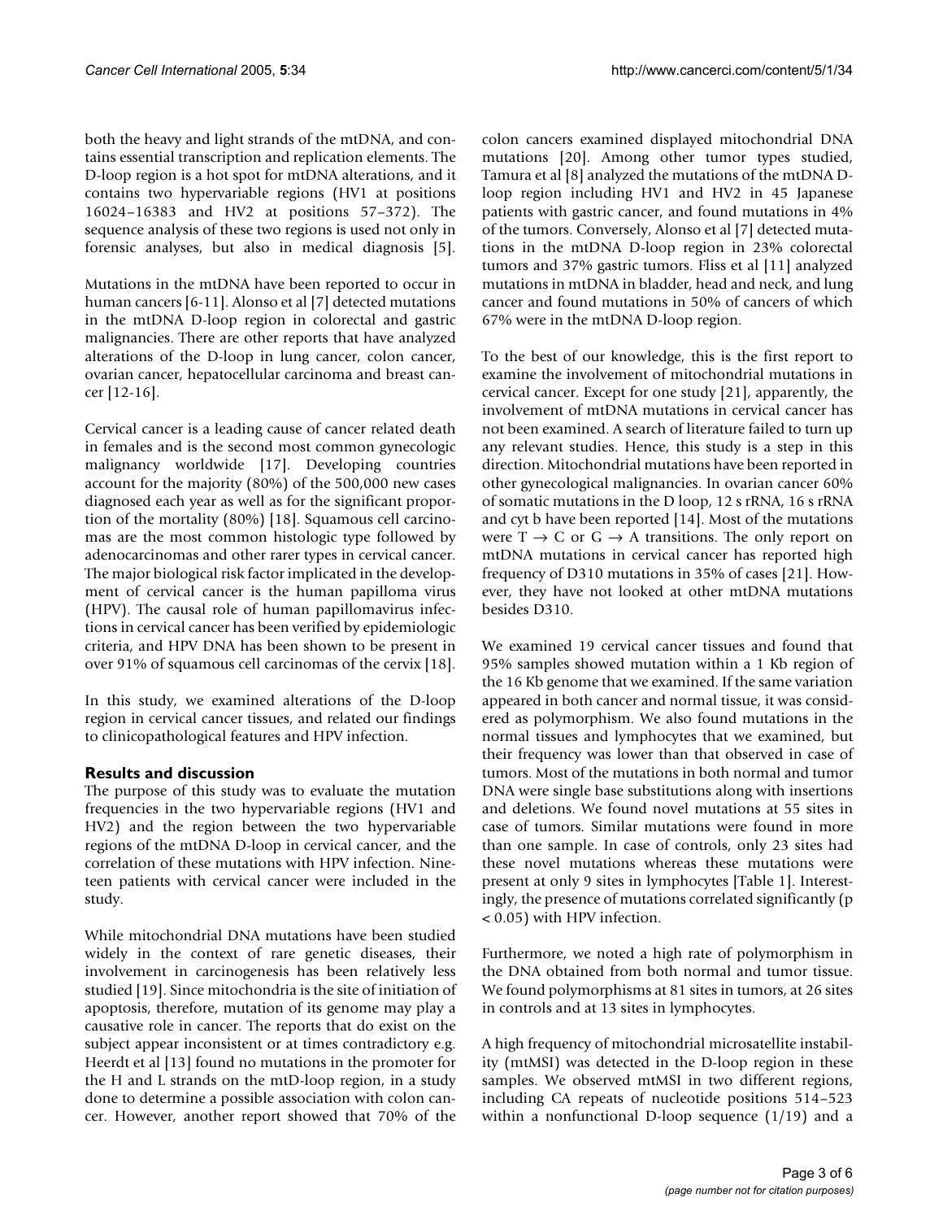both the heavy and light strands of the mtDNA, and contains essential transcription and replication elements. The D-loop region is a hot spot for mtDNA alterations, and it contains two hypervariable regions (HV1 at positions 16024–16383 and HV2 at positions 57–372). The sequence analysis of these two regions is used not only in forensic analyses, but also in medical diagnosis [5].

Mutations in the mtDNA have been reported to occur in human cancers [6-11]. Alonso et al [7] detected mutations in the mtDNA D-loop region in colorectal and gastric malignancies. There are other reports that have analyzed alterations of the D-loop in lung cancer, colon cancer, ovarian cancer, hepatocellular carcinoma and breast cancer [12-16].

Cervical cancer is a leading cause of cancer related death in females and is the second most common gynecologic malignancy worldwide [17]. Developing countries account for the majority (80%) of the 500,000 new cases diagnosed each year as well as for the significant proportion of the mortality (80%) [18]. Squamous cell carcinomas are the most common histologic type followed by adenocarcinomas and other rarer types in cervical cancer. The major biological risk factor implicated in the development of cervical cancer is the human papilloma virus (HPV). The causal role of human papillomavirus infections in cervical cancer has been verified by epidemiologic criteria, and HPV DNA has been shown to be present in over 91% of squamous cell carcinomas of the cervix [18].

In this study, we examined alterations of the D-loop region in cervical cancer tissues, and related our findings to clinicopathological features and HPV infection.

## Results and discussion

The purpose of this study was to evaluate the mutation frequencies in the two hypervariable regions (HV1 and HV2) and the region between the two hypervariable regions of the mtDNA D-loop in cervical cancer, and the correlation of these mutations with HPV infection. Nineteen patients with cervical cancer were included in the study.

While mitochondrial DNA mutations have been studied widely in the context of rare genetic diseases, their involvement in carcinogenesis has been relatively less studied [19]. Since mitochondria is the site of initiation of apoptosis, therefore, mutation of its genome may play a causative role in cancer. The reports that do exist on the subject appear inconsistent or at times contradictory e.g. Heerdt et al [13] found no mutations in the promoter for the H and L strands on the mtD-loop region, in a study done to determine a possible association with colon cancer. However, another report showed that 70% of the colon cancers examined displayed mitochondrial DNA mutations [20]. Among other tumor types studied, Tamura et al [8] analyzed the mutations of the mtDNA D-loop region including HV1 and HV2 in 45 Japanese patients with gastric cancer, and found mutations in 4% of the tumors. Conversely, Alonso et al [7] detected mutations in the mtDNA D-loop region in 23% colorectal tumors and 37% gastric tumors. Fliss et al [11] analyzed mutations in mtDNA in bladder, head and neck, and lung cancer and found mutations in 50% of cancers of which 67% were in the mtDNA D-loop region.

To the best of our knowledge, this is the first report to examine the involvement of mitochondrial mutations in cervical cancer. Except for one study [21], apparently, the involvement of mtDNA mutations in cervical cancer has not been examined. A search of literature failed to turn up any relevant studies. Hence, this study is a step in this direction. Mitochondrial mutations have been reported in other gynecological malignancies. In ovarian cancer 60% of somatic mutations in the D loop, 12 s rRNA, 16 s rRNA and cyt b have been reported [14]. Most of the mutations were T $\rightarrow$ C or G $\rightarrow$ A transitions. The only report on mtDNA mutations in cervical cancer has reported high frequency of D310 mutations in 35% of cases [21]. However, they have not looked at other mtDNA mutations besides D310.

We examined 19 cervical cancer tissues and found that 95% samples showed mutation within a 1 Kb region of the 16 Kb genome that we examined. If the same variation appeared in both cancer and normal tissue, it was considered as polymorphism. We also found mutations in the normal tissues and lymphocytes that we examined, but their frequency was lower than that observed in case of tumors. Most of the mutations in both normal and tumor DNA were single base substitutions along with insertions and deletions. We found novel mutations at 55 sites in case of tumors. Similar mutations were found in more than one sample. In case of controls, only 23 sites had these novel mutations whereas these mutations were present at only 9 sites in lymphocytes [Table 1]. Interestingly, the presence of mutations correlated significantly ($p < 0.05$) with HPV infection.

Furthermore, we noted a high rate of polymorphism in the DNA obtained from both normal and tumor tissue. We found polymorphisms at 81 sites in tumors, at 26 sites in controls and at 13 sites in lymphocytes.

A high frequency of mitochondrial microsatellite instability (mtMSI) was detected in the D-loop region in these samples. We observed mtMSI in two different regions, including CA repeats of nucleotide positions 514–523 within a nonfunctional D-loop sequence (1/19) and a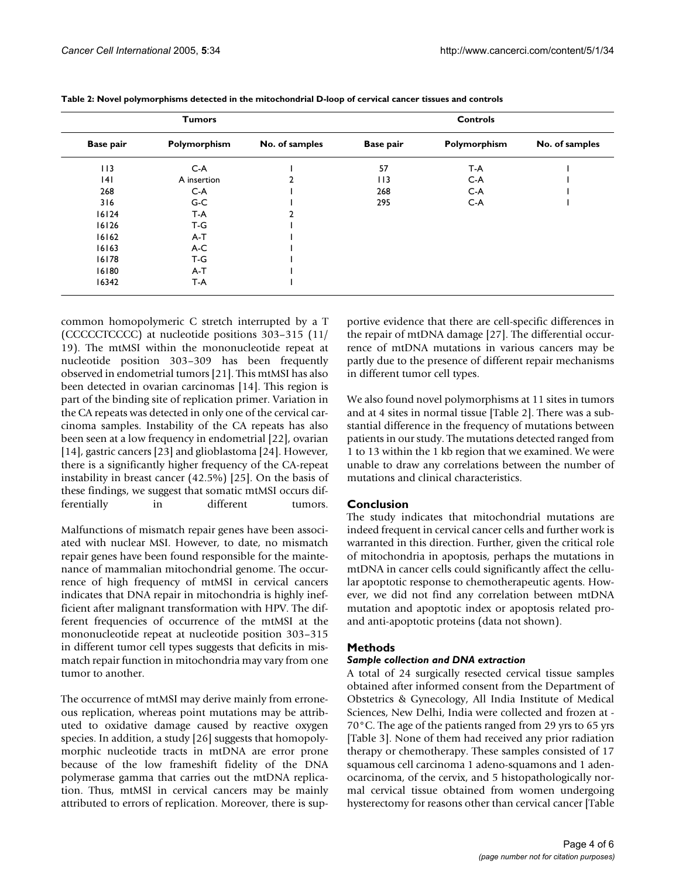**Table 2: Novel polymorphisms detected in the mitochondrial D-loop of cervical cancer tissues and controls**

| Tumors | | | Controls | | |
|---|---|---|---|---|---|
| Base pair | Polymorphism | No. of samples | Base pair | Polymorphism | No. of samples |
| 113 | C-A | 1 | 57 | T-A | 1 |
| 141 | A insertion | 2 | 113 | C-A | 1 |
| 268 | C-A | 1 | 268 | C-A | 1 |
| 316 | G-C | 1 | 295 | C-A | 1 |
| 16124 | T-A | 2 | | | |
| 16126 | T-G | 1 | | | |
| 16162 | A-T | 1 | | | |
| 16163 | A-C | 1 | | | |
| 16178 | T-G | 1 | | | |
| 16180 | A-T | 1 | | | |
| 16342 | T-A | 1 | | | |

common homopolymeric C stretch interrupted by a T (CCCCCTCCCC) at nucleotide positions 303–315 (11/19). The mtMSI within the mononucleotide repeat at nucleotide position 303–309 has been frequently observed in endometrial tumors [21]. This mtMSI has also been detected in ovarian carcinomas [14]. This region is part of the binding site of replication primer. Variation in the CA repeats was detected in only one of the cervical carcinoma samples. Instability of the CA repeats has also been seen at a low frequency in endometrial [22], ovarian [14], gastric cancers [23] and glioblastoma [24]. However, there is a significantly higher frequency of the CA-repeat instability in breast cancer (42.5%) [25]. On the basis of these findings, we suggest that somatic mtMSI occurs differentially in different tumors.

Malfunctions of mismatch repair genes have been associated with nuclear MSI. However, to date, no mismatch repair genes have been found responsible for the maintenance of mammalian mitochondrial genome. The occurrence of high frequency of mtMSI in cervical cancers indicates that DNA repair in mitochondria is highly inefficient after malignant transformation with HPV. The different frequencies of occurrence of the mtMSI at the mononucleotide repeat at nucleotide position 303–315 in different tumor cell types suggests that deficits in mismatch repair function in mitochondria may vary from one tumor to another.

The occurrence of mtMSI may derive mainly from erroneous replication, whereas point mutations may be attributed to oxidative damage caused by reactive oxygen species. In addition, a study [26] suggests that homopolymorphic nucleotide tracts in mtDNA are error prone because of the low frameshift fidelity of the DNA polymerase gamma that carries out the mtDNA replication. Thus, mtMSI in cervical cancers may be mainly attributed to errors of replication. Moreover, there is supportive evidence that there are cell-specific differences in the repair of mtDNA damage [27]. The differential occurrence of mtDNA mutations in various cancers may be partly due to the presence of different repair mechanisms in different tumor cell types.

We also found novel polymorphisms at 11 sites in tumors and at 4 sites in normal tissue [Table 2]. There was a substantial difference in the frequency of mutations between patients in our study. The mutations detected ranged from 1 to 13 within the 1 kb region that we examined. We were unable to draw any correlations between the number of mutations and clinical characteristics.

## Conclusion

The study indicates that mitochondrial mutations are indeed frequent in cervical cancer cells and further work is warranted in this direction. Further, given the critical role of mitochondria in apoptosis, perhaps the mutations in mtDNA in cancer cells could significantly affect the cellular apoptotic response to chemotherapeutic agents. However, we did not find any correlation between mtDNA mutation and apoptotic index or apoptosis related pro- and anti-apoptotic proteins (data not shown).

## Methods

### *Sample collection and DNA extraction*

A total of 24 surgically resected cervical tissue samples obtained after informed consent from the Department of Obstetrics & Gynecology, All India Institute of Medical Sciences, New Delhi, India were collected and frozen at -70°C. The age of the patients ranged from 29 yrs to 65 yrs [Table 3]. None of them had received any prior radiation therapy or chemotherapy. These samples consisted of 17 squamous cell carcinoma 1 adeno-squamons and 1 adenocarcinoma, of the cervix, and 5 histopathologically normal cervical tissue obtained from women undergoing hysterectomy for reasons other than cervical cancer [Table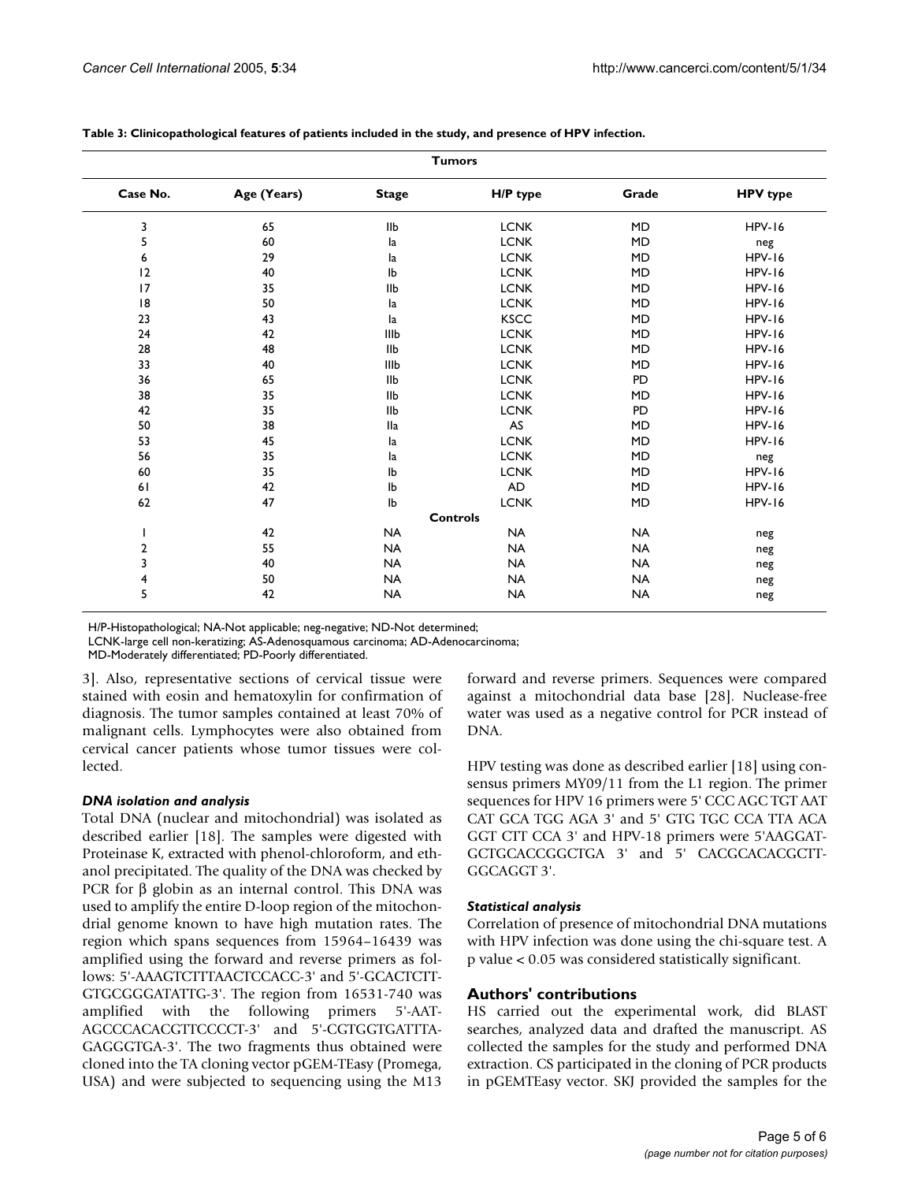**Table 3: Clinicopathological features of patients included in the study, and presence of HPV infection.**

| Case No. | Age (Years) | Stage | H/P type | Grade | HPV type |
|---|---|---|---|---|---|
| **Tumors** | | | | | |
| 3 | 65 | IIb | LCNK | MD | HPV-16 |
| 5 | 60 | Ia | LCNK | MD | neg |
| 6 | 29 | Ia | LCNK | MD | HPV-16 |
| 12 | 40 | Ib | LCNK | MD | HPV-16 |
| 17 | 35 | IIb | LCNK | MD | HPV-16 |
| 18 | 50 | Ia | LCNK | MD | HPV-16 |
| 23 | 43 | Ia | KSCC | MD | HPV-16 |
| 24 | 42 | IIIb | LCNK | MD | HPV-16 |
| 28 | 48 | IIb | LCNK | MD | HPV-16 |
| 33 | 40 | IIIb | LCNK | MD | HPV-16 |
| 36 | 65 | IIb | LCNK | PD | HPV-16 |
| 38 | 35 | IIb | LCNK | MD | HPV-16 |
| 42 | 35 | IIb | LCNK | PD | HPV-16 |
| 50 | 38 | IIa | AS | MD | HPV-16 |
| 53 | 45 | Ia | LCNK | MD | HPV-16 |
| 56 | 35 | Ia | LCNK | MD | neg |
| 60 | 35 | Ib | LCNK | MD | HPV-16 |
| 61 | 42 | Ib | AD | MD | HPV-16 |
| 62 | 47 | Ib | LCNK | MD | HPV-16 |
| **Controls** | | | | | |
| 1 | 42 | NA | NA | NA | neg |
| 2 | 55 | NA | NA | NA | neg |
| 3 | 40 | NA | NA | NA | neg |
| 4 | 50 | NA | NA | NA | neg |
| 5 | 42 | NA | NA | NA | neg |

H/P-Histopathological; NA-Not applicable; neg-negative; ND-Not determined;
LCNK-large cell non-keratizing; AS-Adenosquamous carcinoma; AD-Adenocarcinoma;
MD-Moderately differentiated; PD-Poorly differentiated.

3]. Also, representative sections of cervical tissue were stained with eosin and hematoxylin for confirmation of diagnosis. The tumor samples contained at least 70% of malignant cells. Lymphocytes were also obtained from cervical cancer patients whose tumor tissues were collected.

### *DNA isolation and analysis*

Total DNA (nuclear and mitochondrial) was isolated as described earlier [18]. The samples were digested with Proteinase K, extracted with phenol-chloroform, and ethanol precipitated. The quality of the DNA was checked by PCR for β globin as an internal control. This DNA was used to amplify the entire D-loop region of the mitochondrial genome known to have high mutation rates. The region which spans sequences from 15964–16439 was amplified using the forward and reverse primers as follows: 5'-AAAGTCTTTAACTCCACC-3' and 5'-GCACTCTTGTGCGGGATATTG-3'. The region from 16531-740 was amplified with the following primers 5'-AATAGCCCACACGTTCCCCT-3' and 5'-CGTGGTGATTTAGAGGGTGA-3'. The two fragments thus obtained were cloned into the TA cloning vector pGEM-TEasy (Promega, USA) and were subjected to sequencing using the M13 forward and reverse primers. Sequences were compared against a mitochondrial data base [28]. Nuclease-free water was used as a negative control for PCR instead of DNA.

HPV testing was done as described earlier [18] using consensus primers MY09/11 from the L1 region. The primer sequences for HPV 16 primers were 5' CCC AGC TGT AAT CAT GCA TGG AGA 3' and 5' GTG TGC CCA TTA ACA GGT CTT CCA 3' and HPV-18 primers were 5'AAGGATGCTGCACCGGCTGA 3' and 5' CACGCACACGCTTGGCAGGT 3'.

### *Statistical analysis*

Correlation of presence of mitochondrial DNA mutations with HPV infection was done using the chi-square test. A p value $< 0.05$ was considered statistically significant.

## Authors' contributions

HS carried out the experimental work, did BLAST searches, analyzed data and drafted the manuscript. AS collected the samples for the study and performed DNA extraction. CS participated in the cloning of PCR products in pGEMTEasy vector. SKJ provided the samples for the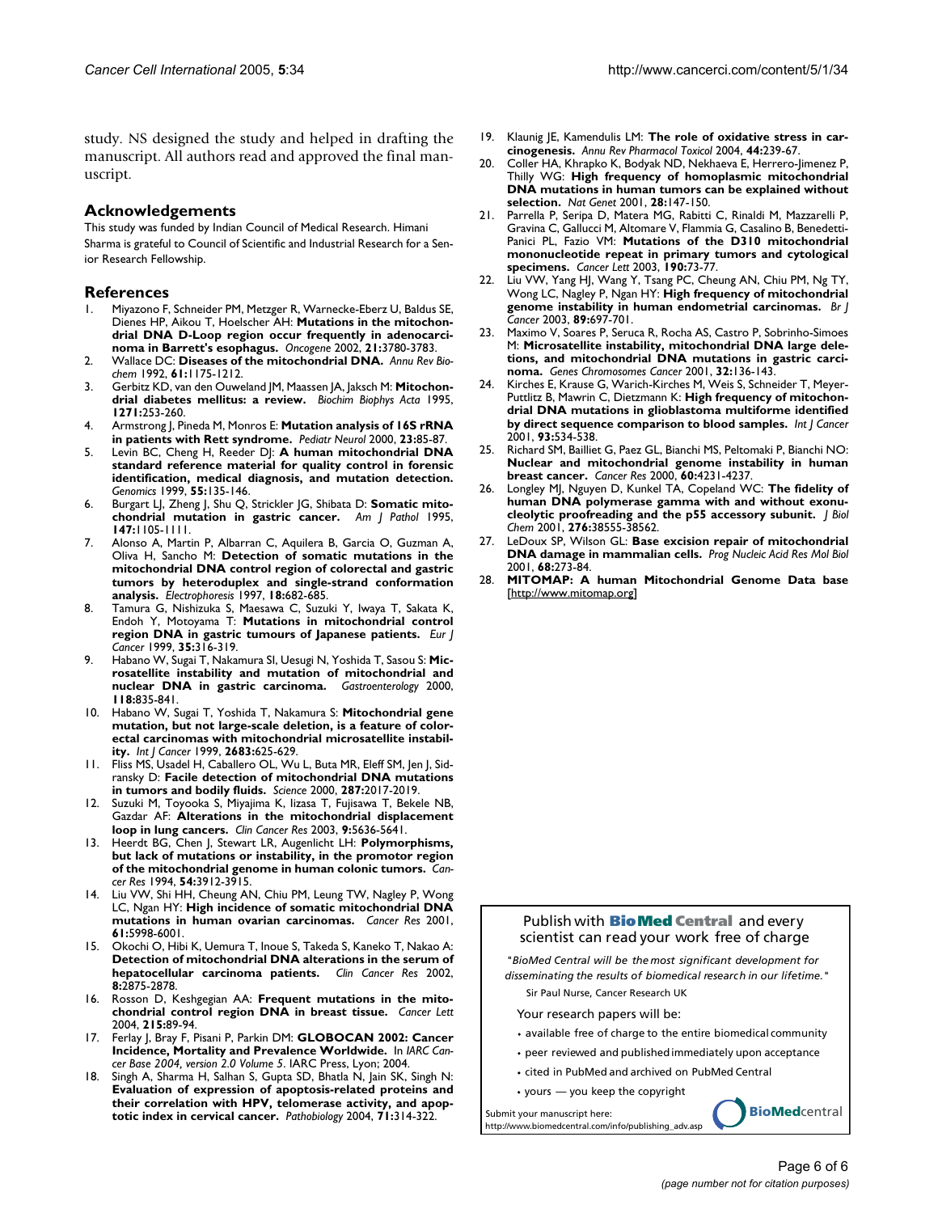study. NS designed the study and helped in drafting the manuscript. All authors read and approved the final manuscript.

## Acknowledgements

This study was funded by Indian Council of Medical Research. Himani Sharma is grateful to Council of Scientific and Industrial Research for a Senior Research Fellowship.

## References

1. Miyazono F, Schneider PM, Metzger R, Warnecke-Eberz U, Baldus SE, Dienes HP, Aikou T, Hoelscher AH: **Mutations in the mitochondrial DNA D-Loop region occur frequently in adenocarcinoma in Barrett's esophagus.** *Oncogene* 2002, **21:**3780-3783.
2. Wallace DC: **Diseases of the mitochondrial DNA.** *Annu Rev Biochem* 1992, **61:**1175-1212.
3. Gerbitz KD, van den Ouweland JM, Maassen JA, Jaksch M: **Mitochondrial diabetes mellitus: a review.** *Biochim Biophys Acta* 1995, **1271:**253-260.
4. Armstrong J, Pineda M, Monros E: **Mutation analysis of 16S rRNA in patients with Rett syndrome.** *Pediatr Neurol* 2000, **23:**85-87.
5. Levin BC, Cheng H, Reeder DJ: **A human mitochondrial DNA standard reference material for quality control in forensic identification, medical diagnosis, and mutation detection.** *Genomics* 1999, **55:**135-146.
6. Burgart LJ, Zheng J, Shu Q, Strickler JG, Shibata D: **Somatic mitochondrial mutation in gastric cancer.** *Am J Pathol* 1995, **147:**1105-1111.
7. Alonso A, Martin P, Albarran C, Aquilera B, Garcia O, Guzman A, Oliva H, Sancho M: **Detection of somatic mutations in the mitochondrial DNA control region of colorectal and gastric tumors by heteroduplex and single-strand conformation analysis.** *Electrophoresis* 1997, **18:**682-685.
8. Tamura G, Nishizuka S, Maesawa C, Suzuki Y, Iwaya T, Sakata K, Endoh Y, Motoyama T: **Mutations in mitochondrial control region DNA in gastric tumours of Japanese patients.** *Eur J Cancer* 1999, **35:**316-319.
9. Habano W, Sugai T, Nakamura SI, Uesugi N, Yoshida T, Sasou S: **Microsatellite instability and mutation of mitochondrial and nuclear DNA in gastric carcinoma.** *Gastroenterology* 2000, **118:**835-841.
10. Habano W, Sugai T, Yoshida T, Nakamura S: **Mitochondrial gene mutation, but not large-scale deletion, is a feature of colorectal carcinomas with mitochondrial microsatellite instability.** *Int J Cancer* 1999, **2683:**625-629.
11. Fliss MS, Usadel H, Caballero OL, Wu L, Buta MR, Eleff SM, Jen J, Sidransky D: **Facile detection of mitochondrial DNA mutations in tumors and bodily fluids.** *Science* 2000, **287:**2017-2019.
12. Suzuki M, Toyooka S, Miyajima K, Iizasa T, Fujisawa T, Bekele NB, Gazdar AF: **Alterations in the mitochondrial displacement loop in lung cancers.** *Clin Cancer Res* 2003, **9:**5636-5641.
13. Heerdt BG, Chen J, Stewart LR, Augenlicht LH: **Polymorphisms, but lack of mutations or instability, in the promotor region of the mitochondrial genome in human colonic tumors.** *Cancer Res* 1994, **54:**3912-3915.
14. Liu VW, Shi HH, Cheung AN, Chiu PM, Leung TW, Nagley P, Wong LC, Ngan HY: **High incidence of somatic mitochondrial DNA mutations in human ovarian carcinomas.** *Cancer Res* 2001, **61:**5998-6001.
15. Okochi O, Hibi K, Uemura T, Inoue S, Takeda S, Kaneko T, Nakao A: **Detection of mitochondrial DNA alterations in the serum of hepatocellular carcinoma patients.** *Clin Cancer Res* 2002, **8:**2875-2878.
16. Rosson D, Keshgegian AA: **Frequent mutations in the mitochondrial control region DNA in breast tissue.** *Cancer Lett* 2004, **215:**89-94.
17. Ferlay J, Bray F, Pisani P, Parkin DM: **GLOBOCAN 2002: Cancer Incidence, Mortality and Prevalence Worldwide.** In *IARC Cancer Base 2004, version 2.0 Volume 5*. IARC Press, Lyon; 2004.
18. Singh A, Sharma H, Salhan S, Gupta SD, Bhatla N, Jain SK, Singh N: **Evaluation of expression of apoptosis-related proteins and their correlation with HPV, telomerase activity, and apoptotic index in cervical cancer.** *Pathobiology* 2004, **71:**314-322.
19. Klaunig JE, Kamendulis LM: **The role of oxidative stress in carcinogenesis.** *Annu Rev Pharmacol Toxicol* 2004, **44:**239-67.
20. Coller HA, Khrapko K, Bodyak ND, Nekhaeva E, Herrero-Jimenez P, Thilly WG: **High frequency of homoplasmic mitochondrial DNA mutations in human tumors can be explained without selection.** *Nat Genet* 2001, **28:**147-150.
21. Parrella P, Seripa D, Matera MG, Rabitti C, Rinaldi M, Mazzarelli P, Gravina C, Gallucci M, Altomare V, Flammia G, Casalino B, Benedetti-Panici PL, Fazio VM: **Mutations of the D310 mitochondrial mononucleotide repeat in primary tumors and cytological specimens.** *Cancer Lett* 2003, **190:**73-77.
22. Liu VW, Yang HJ, Wang Y, Tsang PC, Cheung AN, Chiu PM, Ng TY, Wong LC, Nagley P, Ngan HY: **High frequency of mitochondrial genome instability in human endometrial carcinomas.** *Br J Cancer* 2003, **89:**697-701.
23. Maximo V, Soares P, Seruca R, Rocha AS, Castro P, Sobrinho-Simoes M: **Microsatellite instability, mitochondrial DNA large deletions, and mitochondrial DNA mutations in gastric carcinoma.** *Genes Chromosomes Cancer* 2001, **32:**136-143.
24. Kirches E, Krause G, Warich-Kirches M, Weis S, Schneider T, Meyer-Puttlitz B, Mawrin C, Dietzmann K: **High frequency of mitochondrial DNA mutations in glioblastoma multiforme identified by direct sequence comparison to blood samples.** *Int J Cancer* 2001, **93:**534-538.
25. Richard SM, Bailliet G, Paez GL, Bianchi MS, Peltomaki P, Bianchi NO: **Nuclear and mitochondrial genome instability in human breast cancer.** *Cancer Res* 2000, **60:**4231-4237.
26. Longley MJ, Nguyen D, Kunkel TA, Copeland WC: **The fidelity of human DNA polymerase gamma with and without exonucleolytic proofreading and the p55 accessory subunit.** *J Biol Chem* 2001, **276:**38555-38562.
27. LeDoux SP, Wilson GL: **Base excision repair of mitochondrial DNA damage in mammalian cells.** *Prog Nucleic Acid Res Mol Biol* 2001, **68:**273-84.
28. **MITOMAP: A human Mitochondrial Genome Data base** [http://www.mitomap.org]

Publish with **BioMed Central** and every scientist can read your work free of charge

*"BioMed Central will be the most significant development for disseminating the results of biomedical research in our lifetime."*
Sir Paul Nurse, Cancer Research UK

Your research papers will be:

- available free of charge to the entire biomedical community
- peer reviewed and published immediately upon acceptance
- cited in PubMed and archived on PubMed Central
- yours — you keep the copyright

Submit your manuscript here:
http://www.biomedcentral.com/info/publishing_adv.asp

BioMedcentral